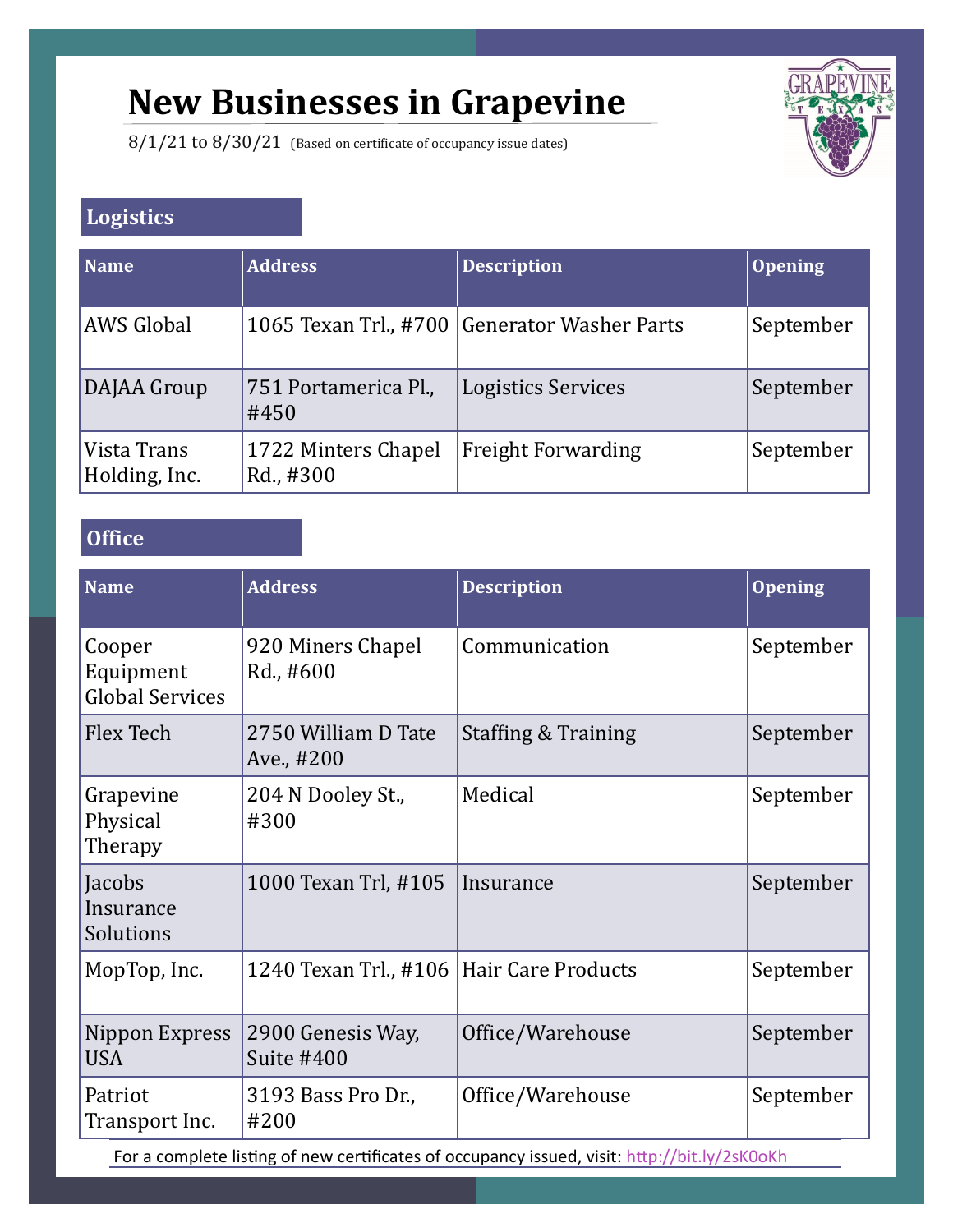# New Businesses in Grapevine

8/1/21 to 8/30/21 (Based on certificate of occupancy issue dates)

## Logistics

| Name | Address | Description | Opening |
|---|---|---|---|
| AWS Global | 1065 Texan Trl., #700 | Generator Washer Parts | September |
| DAJAA Group | 751 Portamerica Pl., #450 | Logistics Services | September |
| Vista Trans Holding, Inc. | 1722 Minters Chapel Rd., #300 | Freight Forwarding | September |

## Office

| Name | Address | Description | Opening |
|---|---|---|---|
| Cooper Equipment Global Services | 920 Miners Chapel Rd., #600 | Communication | September |
| Flex Tech | 2750 William D Tate Ave., #200 | Staffing & Training | September |
| Grapevine Physical Therapy | 204 N Dooley St., #300 | Medical | September |
| Jacobs Insurance Solutions | 1000 Texan Trl, #105 | Insurance | September |
| MopTop, Inc. | 1240 Texan Trl., #106 | Hair Care Products | September |
| Nippon Express USA | 2900 Genesis Way, Suite #400 | Office/Warehouse | September |
| Patriot Transport Inc. | 3193 Bass Pro Dr., #200 | Office/Warehouse | September |

For a complete listing of new certificates of occupancy issued, visit: http://bit.ly/2sK0oKh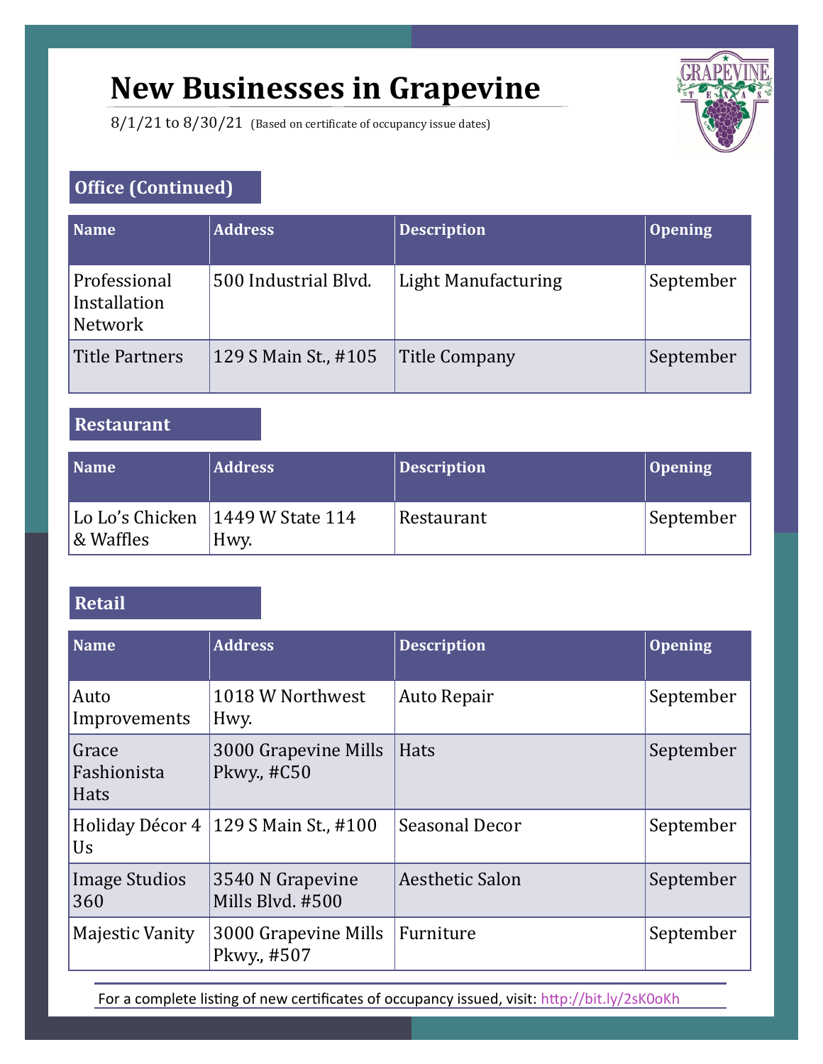# New Businesses in Grapevine

8/1/21 to 8/30/21 (Based on certificate of occupancy issue dates)

## Office (Continued)

| Name | Address | Description | Opening |
|---|---|---|---|
| Professional Installation Network | 500 Industrial Blvd. | Light Manufacturing | September |
| Title Partners | 129 S Main St., #105 | Title Company | September |

## Restaurant

| Name | Address | Description | Opening |
|---|---|---|---|
| Lo Lo's Chicken & Waffles | 1449 W State 114 Hwy. | Restaurant | September |

## Retail

| Name | Address | Description | Opening |
|---|---|---|---|
| Auto Improvements | 1018 W Northwest Hwy. | Auto Repair | September |
| Grace Fashionista Hats | 3000 Grapevine Mills Pkwy., #C50 | Hats | September |
| Holiday Décor 4 Us | 129 S Main St., #100 | Seasonal Decor | September |
| Image Studios 360 | 3540 N Grapevine Mills Blvd. #500 | Aesthetic Salon | September |
| Majestic Vanity | 3000 Grapevine Mills Pkwy., #507 | Furniture | September |

For a complete listing of new certificates of occupancy issued, visit: http://bit.ly/2sK0oKh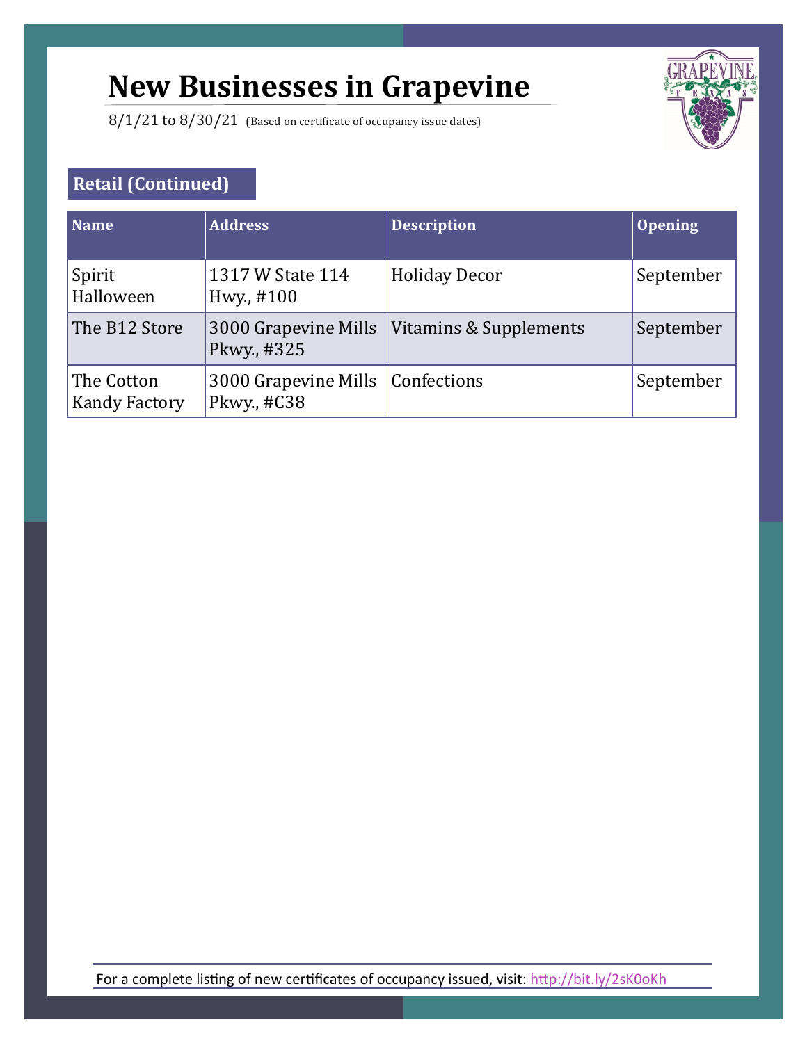# New Businesses in Grapevine

8/1/21 to 8/30/21 (Based on certificate of occupancy issue dates)

## Retail (Continued)

| Name | Address | Description | Opening |
|---|---|---|---|
| Spirit Halloween | 1317 W State 114 Hwy., #100 | Holiday Decor | September |
| The B12 Store | 3000 Grapevine Mills Pkwy., #325 | Vitamins & Supplements | September |
| The Cotton Kandy Factory | 3000 Grapevine Mills Pkwy., #C38 | Confections | September |

For a complete listing of new certificates of occupancy issued, visit: http://bit.ly/2sK0oKh